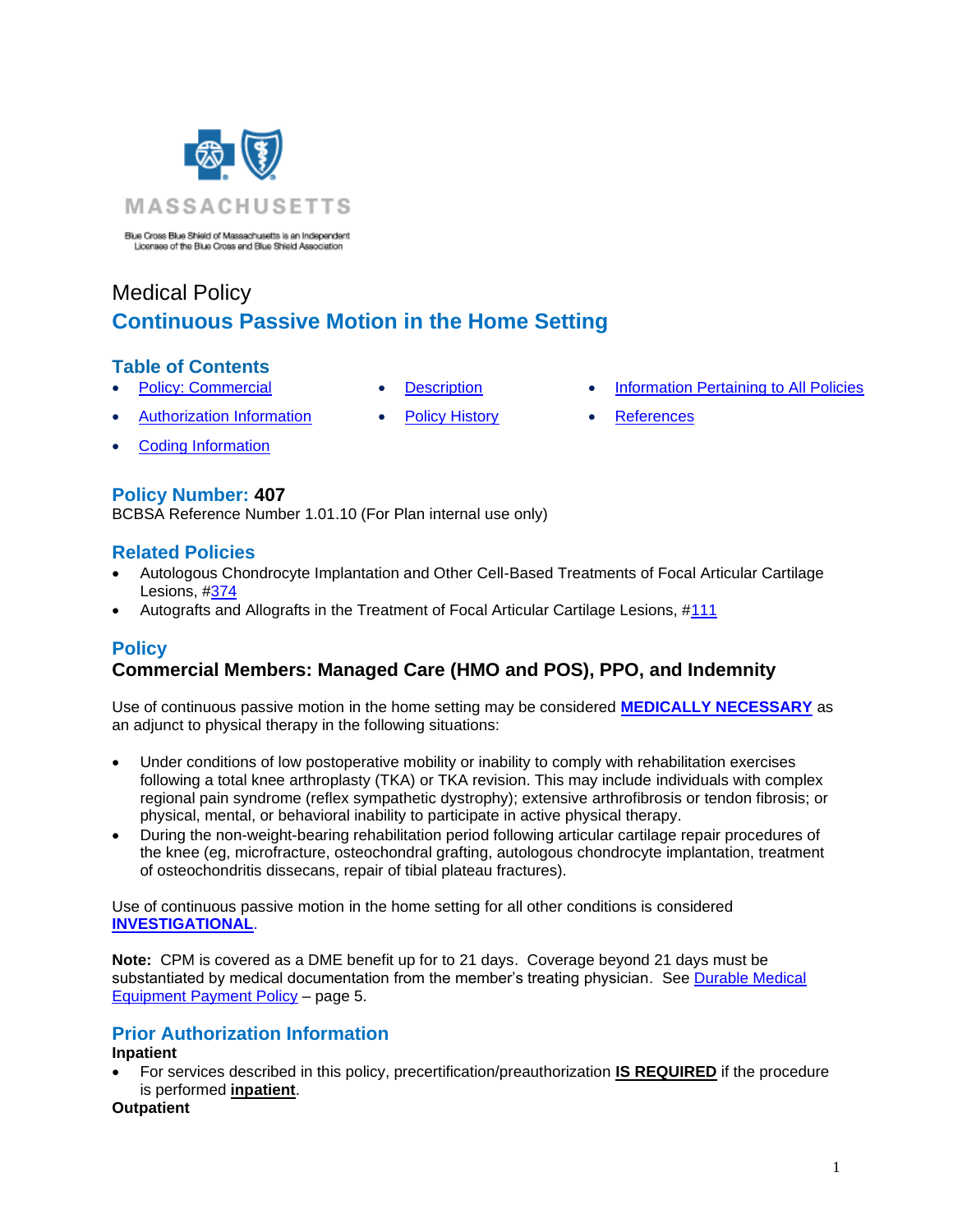MASSACHUSETTS

Blue Cross Blue Shield of Massachusetts is an Independent Licensee of the Blue Cross and Blue Shield Association

Medical Policy

# Continuous Passive Motion in the Home Setting

## Table of Contents

- Policy: Commercial
- Authorization Information
- Coding Information
- Description
- Policy History
- Information Pertaining to All Policies
- References

## Policy Number: 407

BCBSA Reference Number 1.01.10 (For Plan internal use only)

## Related Policies

- Autologous Chondrocyte Implantation and Other Cell-Based Treatments of Focal Articular Cartilage Lesions, #374
- Autografts and Allografts in the Treatment of Focal Articular Cartilage Lesions, #111

## Policy

### Commercial Members: Managed Care (HMO and POS), PPO, and Indemnity

Use of continuous passive motion in the home setting may be considered **MEDICALLY NECESSARY** as an adjunct to physical therapy in the following situations:

- Under conditions of low postoperative mobility or inability to comply with rehabilitation exercises following a total knee arthroplasty (TKA) or TKA revision. This may include individuals with complex regional pain syndrome (reflex sympathetic dystrophy); extensive arthrofibrosis or tendon fibrosis; or physical, mental, or behavioral inability to participate in active physical therapy.
- During the non-weight-bearing rehabilitation period following articular cartilage repair procedures of the knee (eg, microfracture, osteochondral grafting, autologous chondrocyte implantation, treatment of osteochondritis dissecans, repair of tibial plateau fractures).

Use of continuous passive motion in the home setting for all other conditions is considered **INVESTIGATIONAL**.

**Note:** CPM is covered as a DME benefit up for to 21 days. Coverage beyond 21 days must be substantiated by medical documentation from the member's treating physician. See Durable Medical Equipment Payment Policy – page 5.

## Prior Authorization Information

**Inpatient**

- For services described in this policy, precertification/preauthorization **IS REQUIRED** if the procedure is performed **inpatient**.

**Outpatient**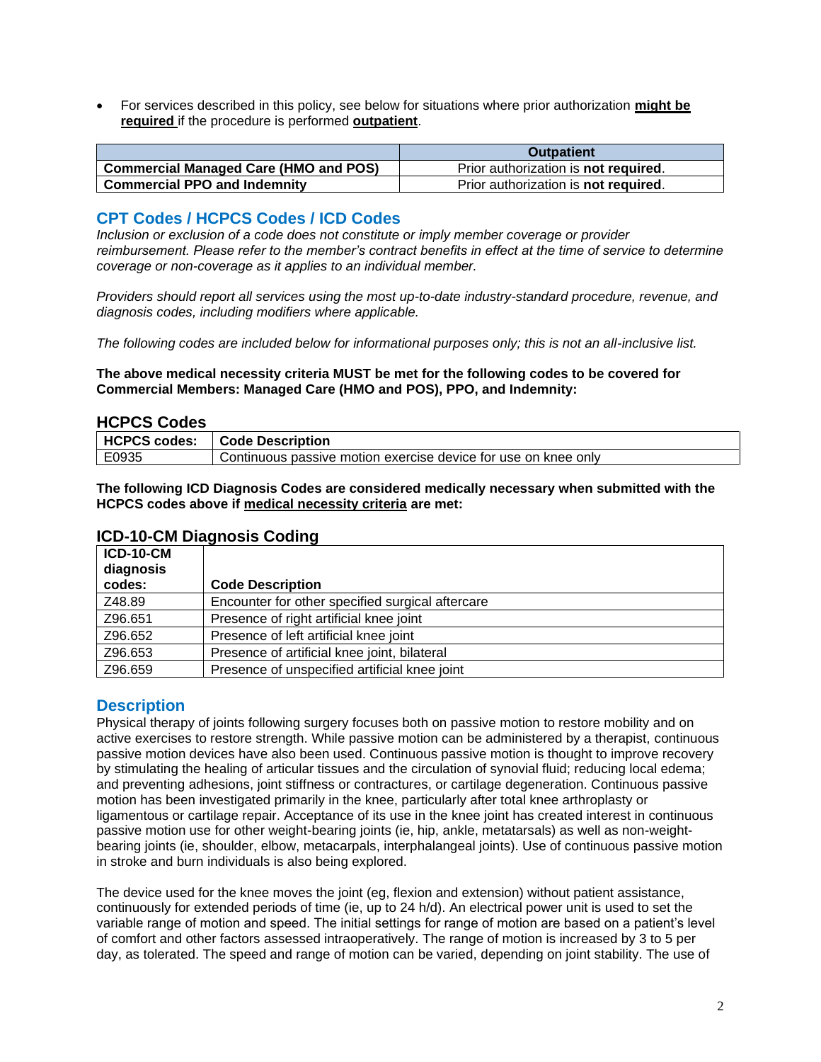- For services described in this policy, see below for situations where prior authorization **might be required** if the procedure is performed **outpatient**.

| | Outpatient |
|---|---|
| **Commercial Managed Care (HMO and POS)** | Prior authorization is **not required**. |
| **Commercial PPO and Indemnity** | Prior authorization is **not required**. |

## CPT Codes / HCPCS Codes / ICD Codes

*Inclusion or exclusion of a code does not constitute or imply member coverage or provider reimbursement. Please refer to the member's contract benefits in effect at the time of service to determine coverage or non-coverage as it applies to an individual member.*

*Providers should report all services using the most up-to-date industry-standard procedure, revenue, and diagnosis codes, including modifiers where applicable.*

*The following codes are included below for informational purposes only; this is not an all-inclusive list.*

**The above medical necessity criteria MUST be met for the following codes to be covered for Commercial Members: Managed Care (HMO and POS), PPO, and Indemnity:**

### HCPCS Codes

| HCPCS codes: | Code Description |
|---|---|
| E0935 | Continuous passive motion exercise device for use on knee only |

**The following ICD Diagnosis Codes are considered medically necessary when submitted with the HCPCS codes above if medical necessity criteria are met:**

### ICD-10-CM Diagnosis Coding

| ICD-10-CM diagnosis codes: | Code Description |
|---|---|
| Z48.89 | Encounter for other specified surgical aftercare |
| Z96.651 | Presence of right artificial knee joint |
| Z96.652 | Presence of left artificial knee joint |
| Z96.653 | Presence of artificial knee joint, bilateral |
| Z96.659 | Presence of unspecified artificial knee joint |

## Description

Physical therapy of joints following surgery focuses both on passive motion to restore mobility and on active exercises to restore strength. While passive motion can be administered by a therapist, continuous passive motion devices have also been used. Continuous passive motion is thought to improve recovery by stimulating the healing of articular tissues and the circulation of synovial fluid; reducing local edema; and preventing adhesions, joint stiffness or contractures, or cartilage degeneration. Continuous passive motion has been investigated primarily in the knee, particularly after total knee arthroplasty or ligamentous or cartilage repair. Acceptance of its use in the knee joint has created interest in continuous passive motion use for other weight-bearing joints (ie, hip, ankle, metatarsals) as well as non-weight-bearing joints (ie, shoulder, elbow, metacarpals, interphalangeal joints). Use of continuous passive motion in stroke and burn individuals is also being explored.

The device used for the knee moves the joint (eg, flexion and extension) without patient assistance, continuously for extended periods of time (ie, up to 24 h/d). An electrical power unit is used to set the variable range of motion and speed. The initial settings for range of motion are based on a patient's level of comfort and other factors assessed intraoperatively. The range of motion is increased by 3 to 5 per day, as tolerated. The speed and range of motion can be varied, depending on joint stability. The use of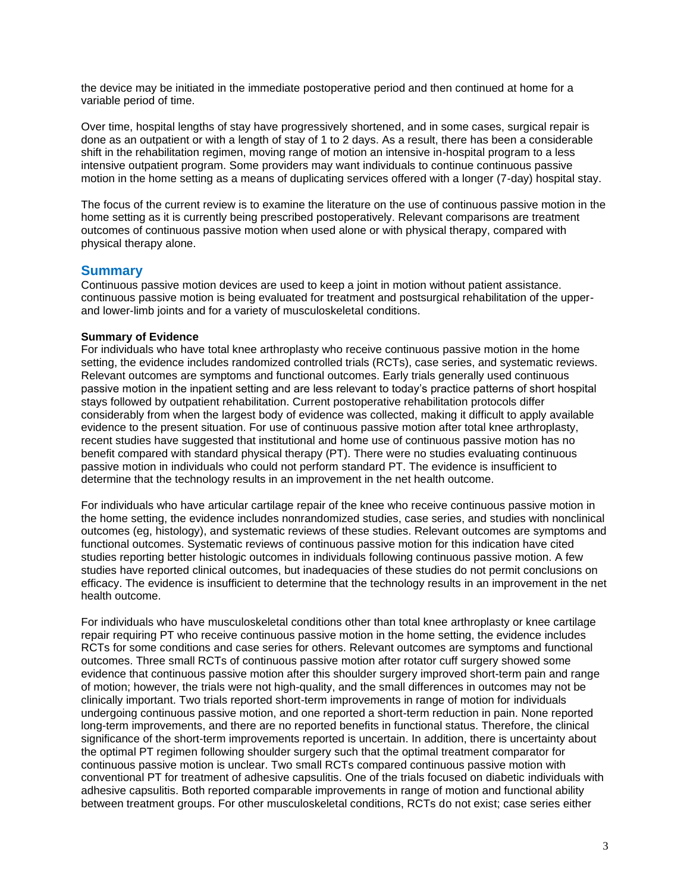the device may be initiated in the immediate postoperative period and then continued at home for a variable period of time.

Over time, hospital lengths of stay have progressively shortened, and in some cases, surgical repair is done as an outpatient or with a length of stay of 1 to 2 days. As a result, there has been a considerable shift in the rehabilitation regimen, moving range of motion an intensive in-hospital program to a less intensive outpatient program. Some providers may want individuals to continue continuous passive motion in the home setting as a means of duplicating services offered with a longer (7-day) hospital stay.

The focus of the current review is to examine the literature on the use of continuous passive motion in the home setting as it is currently being prescribed postoperatively. Relevant comparisons are treatment outcomes of continuous passive motion when used alone or with physical therapy, compared with physical therapy alone.

## Summary

Continuous passive motion devices are used to keep a joint in motion without patient assistance. continuous passive motion is being evaluated for treatment and postsurgical rehabilitation of the upper- and lower-limb joints and for a variety of musculoskeletal conditions.

**Summary of Evidence**

For individuals who have total knee arthroplasty who receive continuous passive motion in the home setting, the evidence includes randomized controlled trials (RCTs), case series, and systematic reviews. Relevant outcomes are symptoms and functional outcomes. Early trials generally used continuous passive motion in the inpatient setting and are less relevant to today's practice patterns of short hospital stays followed by outpatient rehabilitation. Current postoperative rehabilitation protocols differ considerably from when the largest body of evidence was collected, making it difficult to apply available evidence to the present situation. For use of continuous passive motion after total knee arthroplasty, recent studies have suggested that institutional and home use of continuous passive motion has no benefit compared with standard physical therapy (PT). There were no studies evaluating continuous passive motion in individuals who could not perform standard PT. The evidence is insufficient to determine that the technology results in an improvement in the net health outcome.

For individuals who have articular cartilage repair of the knee who receive continuous passive motion in the home setting, the evidence includes nonrandomized studies, case series, and studies with nonclinical outcomes (eg, histology), and systematic reviews of these studies. Relevant outcomes are symptoms and functional outcomes. Systematic reviews of continuous passive motion for this indication have cited studies reporting better histologic outcomes in individuals following continuous passive motion. A few studies have reported clinical outcomes, but inadequacies of these studies do not permit conclusions on efficacy. The evidence is insufficient to determine that the technology results in an improvement in the net health outcome.

For individuals who have musculoskeletal conditions other than total knee arthroplasty or knee cartilage repair requiring PT who receive continuous passive motion in the home setting, the evidence includes RCTs for some conditions and case series for others. Relevant outcomes are symptoms and functional outcomes. Three small RCTs of continuous passive motion after rotator cuff surgery showed some evidence that continuous passive motion after this shoulder surgery improved short-term pain and range of motion; however, the trials were not high-quality, and the small differences in outcomes may not be clinically important. Two trials reported short-term improvements in range of motion for individuals undergoing continuous passive motion, and one reported a short-term reduction in pain. None reported long-term improvements, and there are no reported benefits in functional status. Therefore, the clinical significance of the short-term improvements reported is uncertain. In addition, there is uncertainty about the optimal PT regimen following shoulder surgery such that the optimal treatment comparator for continuous passive motion is unclear. Two small RCTs compared continuous passive motion with conventional PT for treatment of adhesive capsulitis. One of the trials focused on diabetic individuals with adhesive capsulitis. Both reported comparable improvements in range of motion and functional ability between treatment groups. For other musculoskeletal conditions, RCTs do not exist; case series either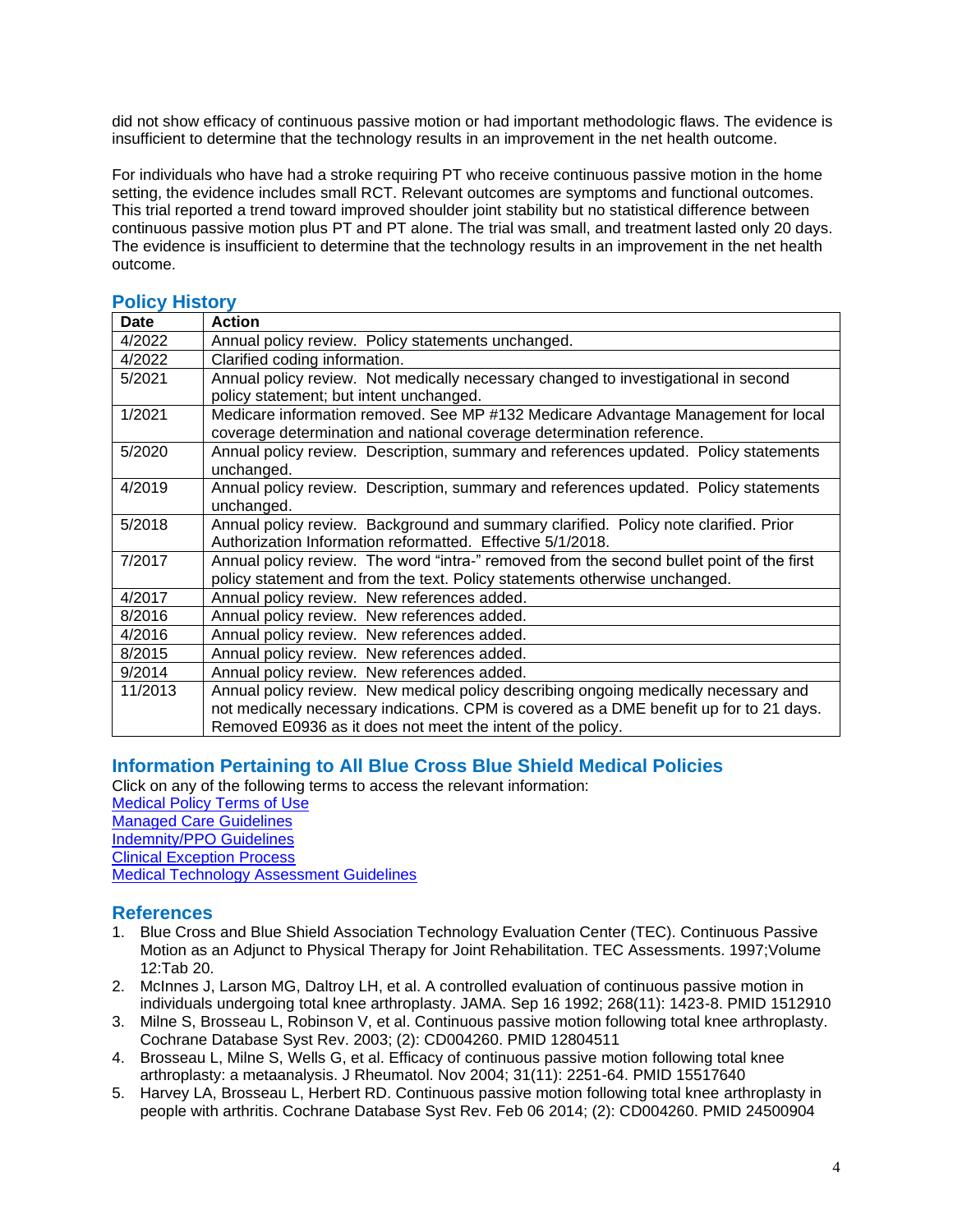did not show efficacy of continuous passive motion or had important methodologic flaws. The evidence is insufficient to determine that the technology results in an improvement in the net health outcome.

For individuals who have had a stroke requiring PT who receive continuous passive motion in the home setting, the evidence includes small RCT. Relevant outcomes are symptoms and functional outcomes. This trial reported a trend toward improved shoulder joint stability but no statistical difference between continuous passive motion plus PT and PT alone. The trial was small, and treatment lasted only 20 days. The evidence is insufficient to determine that the technology results in an improvement in the net health outcome.

## Policy History

| Date | Action |
|---|---|
| 4/2022 | Annual policy review. Policy statements unchanged. |
| 4/2022 | Clarified coding information. |
| 5/2021 | Annual policy review. Not medically necessary changed to investigational in second policy statement; but intent unchanged. |
| 1/2021 | Medicare information removed. See MP #132 Medicare Advantage Management for local coverage determination and national coverage determination reference. |
| 5/2020 | Annual policy review. Description, summary and references updated. Policy statements unchanged. |
| 4/2019 | Annual policy review. Description, summary and references updated. Policy statements unchanged. |
| 5/2018 | Annual policy review. Background and summary clarified. Policy note clarified. Prior Authorization Information reformatted. Effective 5/1/2018. |
| 7/2017 | Annual policy review. The word "intra-" removed from the second bullet point of the first policy statement and from the text. Policy statements otherwise unchanged. |
| 4/2017 | Annual policy review. New references added. |
| 8/2016 | Annual policy review. New references added. |
| 4/2016 | Annual policy review. New references added. |
| 8/2015 | Annual policy review. New references added. |
| 9/2014 | Annual policy review. New references added. |
| 11/2013 | Annual policy review. New medical policy describing ongoing medically necessary and not medically necessary indications. CPM is covered as a DME benefit up for to 21 days. Removed E0936 as it does not meet the intent of the policy. |

## Information Pertaining to All Blue Cross Blue Shield Medical Policies

Click on any of the following terms to access the relevant information:

Medical Policy Terms of Use
Managed Care Guidelines
Indemnity/PPO Guidelines
Clinical Exception Process
Medical Technology Assessment Guidelines

## References

1. Blue Cross and Blue Shield Association Technology Evaluation Center (TEC). Continuous Passive Motion as an Adjunct to Physical Therapy for Joint Rehabilitation. TEC Assessments. 1997;Volume 12:Tab 20.
2. McInnes J, Larson MG, Daltroy LH, et al. A controlled evaluation of continuous passive motion in individuals undergoing total knee arthroplasty. JAMA. Sep 16 1992; 268(11): 1423-8. PMID 1512910
3. Milne S, Brosseau L, Robinson V, et al. Continuous passive motion following total knee arthroplasty. Cochrane Database Syst Rev. 2003; (2): CD004260. PMID 12804511
4. Brosseau L, Milne S, Wells G, et al. Efficacy of continuous passive motion following total knee arthroplasty: a metaanalysis. J Rheumatol. Nov 2004; 31(11): 2251-64. PMID 15517640
5. Harvey LA, Brosseau L, Herbert RD. Continuous passive motion following total knee arthroplasty in people with arthritis. Cochrane Database Syst Rev. Feb 06 2014; (2): CD004260. PMID 24500904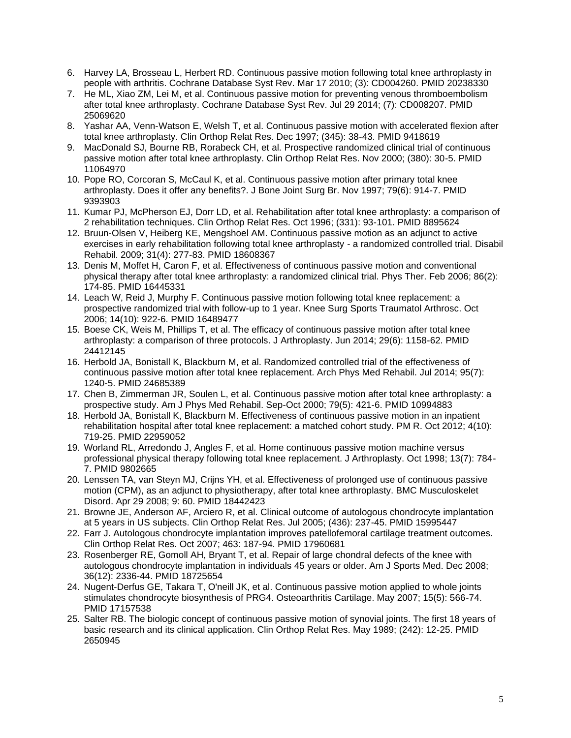6. Harvey LA, Brosseau L, Herbert RD. Continuous passive motion following total knee arthroplasty in people with arthritis. Cochrane Database Syst Rev. Mar 17 2010; (3): CD004260. PMID 20238330
7. He ML, Xiao ZM, Lei M, et al. Continuous passive motion for preventing venous thromboembolism after total knee arthroplasty. Cochrane Database Syst Rev. Jul 29 2014; (7): CD008207. PMID 25069620
8. Yashar AA, Venn-Watson E, Welsh T, et al. Continuous passive motion with accelerated flexion after total knee arthroplasty. Clin Orthop Relat Res. Dec 1997; (345): 38-43. PMID 9418619
9. MacDonald SJ, Bourne RB, Rorabeck CH, et al. Prospective randomized clinical trial of continuous passive motion after total knee arthroplasty. Clin Orthop Relat Res. Nov 2000; (380): 30-5. PMID 11064970
10. Pope RO, Corcoran S, McCaul K, et al. Continuous passive motion after primary total knee arthroplasty. Does it offer any benefits?. J Bone Joint Surg Br. Nov 1997; 79(6): 914-7. PMID 9393903
11. Kumar PJ, McPherson EJ, Dorr LD, et al. Rehabilitation after total knee arthroplasty: a comparison of 2 rehabilitation techniques. Clin Orthop Relat Res. Oct 1996; (331): 93-101. PMID 8895624
12. Bruun-Olsen V, Heiberg KE, Mengshoel AM. Continuous passive motion as an adjunct to active exercises in early rehabilitation following total knee arthroplasty - a randomized controlled trial. Disabil Rehabil. 2009; 31(4): 277-83. PMID 18608367
13. Denis M, Moffet H, Caron F, et al. Effectiveness of continuous passive motion and conventional physical therapy after total knee arthroplasty: a randomized clinical trial. Phys Ther. Feb 2006; 86(2): 174-85. PMID 16445331
14. Leach W, Reid J, Murphy F. Continuous passive motion following total knee replacement: a prospective randomized trial with follow-up to 1 year. Knee Surg Sports Traumatol Arthrosc. Oct 2006; 14(10): 922-6. PMID 16489477
15. Boese CK, Weis M, Phillips T, et al. The efficacy of continuous passive motion after total knee arthroplasty: a comparison of three protocols. J Arthroplasty. Jun 2014; 29(6): 1158-62. PMID 24412145
16. Herbold JA, Bonistall K, Blackburn M, et al. Randomized controlled trial of the effectiveness of continuous passive motion after total knee replacement. Arch Phys Med Rehabil. Jul 2014; 95(7): 1240-5. PMID 24685389
17. Chen B, Zimmerman JR, Soulen L, et al. Continuous passive motion after total knee arthroplasty: a prospective study. Am J Phys Med Rehabil. Sep-Oct 2000; 79(5): 421-6. PMID 10994883
18. Herbold JA, Bonistall K, Blackburn M. Effectiveness of continuous passive motion in an inpatient rehabilitation hospital after total knee replacement: a matched cohort study. PM R. Oct 2012; 4(10): 719-25. PMID 22959052
19. Worland RL, Arredondo J, Angles F, et al. Home continuous passive motion machine versus professional physical therapy following total knee replacement. J Arthroplasty. Oct 1998; 13(7): 784-7. PMID 9802665
20. Lenssen TA, van Steyn MJ, Crijns YH, et al. Effectiveness of prolonged use of continuous passive motion (CPM), as an adjunct to physiotherapy, after total knee arthroplasty. BMC Musculoskelet Disord. Apr 29 2008; 9: 60. PMID 18442423
21. Browne JE, Anderson AF, Arciero R, et al. Clinical outcome of autologous chondrocyte implantation at 5 years in US subjects. Clin Orthop Relat Res. Jul 2005; (436): 237-45. PMID 15995447
22. Farr J. Autologous chondrocyte implantation improves patellofemoral cartilage treatment outcomes. Clin Orthop Relat Res. Oct 2007; 463: 187-94. PMID 17960681
23. Rosenberger RE, Gomoll AH, Bryant T, et al. Repair of large chondral defects of the knee with autologous chondrocyte implantation in individuals 45 years or older. Am J Sports Med. Dec 2008; 36(12): 2336-44. PMID 18725654
24. Nugent-Derfus GE, Takara T, O'neill JK, et al. Continuous passive motion applied to whole joints stimulates chondrocyte biosynthesis of PRG4. Osteoarthritis Cartilage. May 2007; 15(5): 566-74. PMID 17157538
25. Salter RB. The biologic concept of continuous passive motion of synovial joints. The first 18 years of basic research and its clinical application. Clin Orthop Relat Res. May 1989; (242): 12-25. PMID 2650945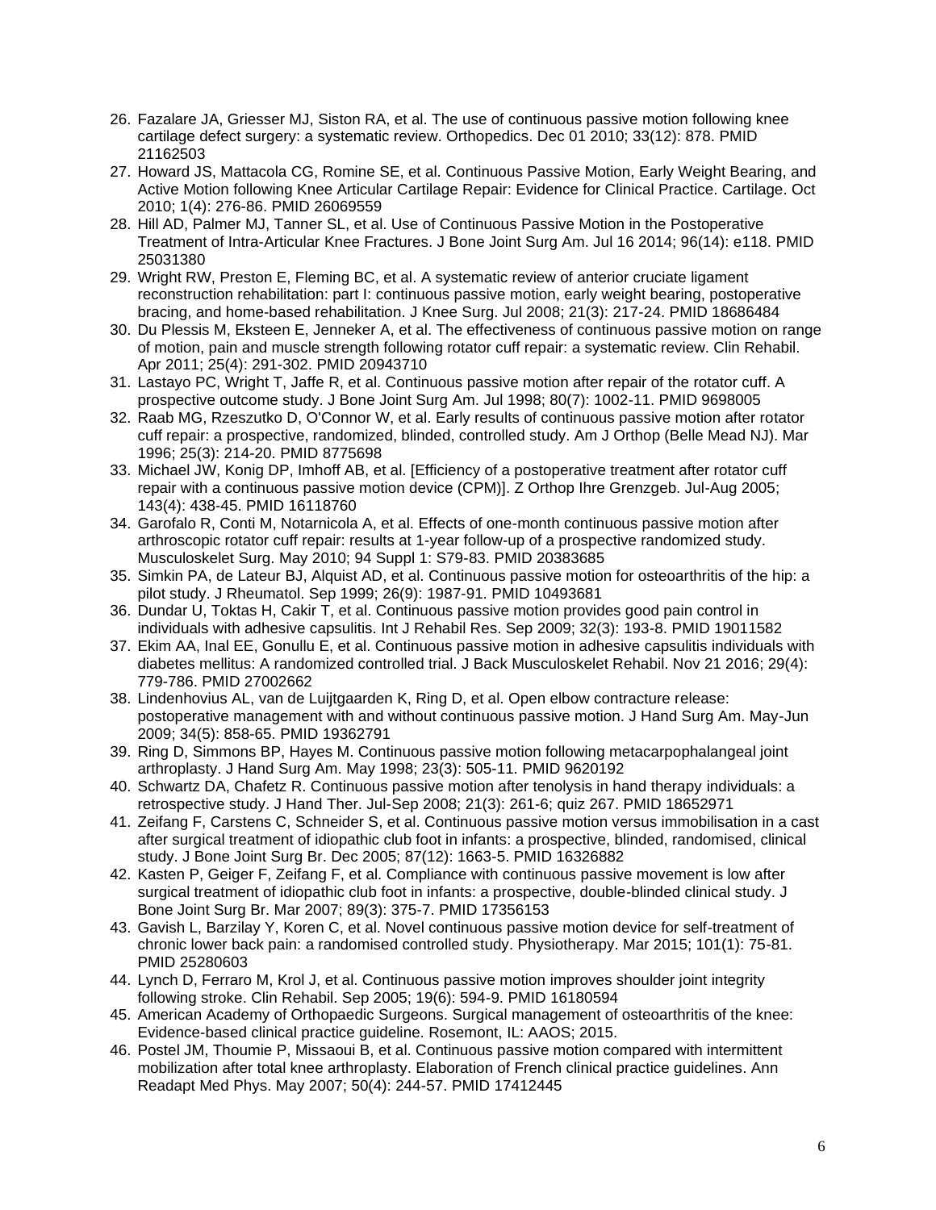26. Fazalare JA, Griesser MJ, Siston RA, et al. The use of continuous passive motion following knee cartilage defect surgery: a systematic review. Orthopedics. Dec 01 2010; 33(12): 878. PMID 21162503
27. Howard JS, Mattacola CG, Romine SE, et al. Continuous Passive Motion, Early Weight Bearing, and Active Motion following Knee Articular Cartilage Repair: Evidence for Clinical Practice. Cartilage. Oct 2010; 1(4): 276-86. PMID 26069559
28. Hill AD, Palmer MJ, Tanner SL, et al. Use of Continuous Passive Motion in the Postoperative Treatment of Intra-Articular Knee Fractures. J Bone Joint Surg Am. Jul 16 2014; 96(14): e118. PMID 25031380
29. Wright RW, Preston E, Fleming BC, et al. A systematic review of anterior cruciate ligament reconstruction rehabilitation: part I: continuous passive motion, early weight bearing, postoperative bracing, and home-based rehabilitation. J Knee Surg. Jul 2008; 21(3): 217-24. PMID 18686484
30. Du Plessis M, Eksteen E, Jenneker A, et al. The effectiveness of continuous passive motion on range of motion, pain and muscle strength following rotator cuff repair: a systematic review. Clin Rehabil. Apr 2011; 25(4): 291-302. PMID 20943710
31. Lastayo PC, Wright T, Jaffe R, et al. Continuous passive motion after repair of the rotator cuff. A prospective outcome study. J Bone Joint Surg Am. Jul 1998; 80(7): 1002-11. PMID 9698005
32. Raab MG, Rzeszutko D, O'Connor W, et al. Early results of continuous passive motion after rotator cuff repair: a prospective, randomized, blinded, controlled study. Am J Orthop (Belle Mead NJ). Mar 1996; 25(3): 214-20. PMID 8775698
33. Michael JW, Konig DP, Imhoff AB, et al. [Efficiency of a postoperative treatment after rotator cuff repair with a continuous passive motion device (CPM)]. Z Orthop Ihre Grenzgeb. Jul-Aug 2005; 143(4): 438-45. PMID 16118760
34. Garofalo R, Conti M, Notarnicola A, et al. Effects of one-month continuous passive motion after arthroscopic rotator cuff repair: results at 1-year follow-up of a prospective randomized study. Musculoskelet Surg. May 2010; 94 Suppl 1: S79-83. PMID 20383685
35. Simkin PA, de Lateur BJ, Alquist AD, et al. Continuous passive motion for osteoarthritis of the hip: a pilot study. J Rheumatol. Sep 1999; 26(9): 1987-91. PMID 10493681
36. Dundar U, Toktas H, Cakir T, et al. Continuous passive motion provides good pain control in individuals with adhesive capsulitis. Int J Rehabil Res. Sep 2009; 32(3): 193-8. PMID 19011582
37. Ekim AA, Inal EE, Gonullu E, et al. Continuous passive motion in adhesive capsulitis individuals with diabetes mellitus: A randomized controlled trial. J Back Musculoskelet Rehabil. Nov 21 2016; 29(4): 779-786. PMID 27002662
38. Lindenhovius AL, van de Luijtgaarden K, Ring D, et al. Open elbow contracture release: postoperative management with and without continuous passive motion. J Hand Surg Am. May-Jun 2009; 34(5): 858-65. PMID 19362791
39. Ring D, Simmons BP, Hayes M. Continuous passive motion following metacarpophalangeal joint arthroplasty. J Hand Surg Am. May 1998; 23(3): 505-11. PMID 9620192
40. Schwartz DA, Chafetz R. Continuous passive motion after tenolysis in hand therapy individuals: a retrospective study. J Hand Ther. Jul-Sep 2008; 21(3): 261-6; quiz 267. PMID 18652971
41. Zeifang F, Carstens C, Schneider S, et al. Continuous passive motion versus immobilisation in a cast after surgical treatment of idiopathic club foot in infants: a prospective, blinded, randomised, clinical study. J Bone Joint Surg Br. Dec 2005; 87(12): 1663-5. PMID 16326882
42. Kasten P, Geiger F, Zeifang F, et al. Compliance with continuous passive movement is low after surgical treatment of idiopathic club foot in infants: a prospective, double-blinded clinical study. J Bone Joint Surg Br. Mar 2007; 89(3): 375-7. PMID 17356153
43. Gavish L, Barzilay Y, Koren C, et al. Novel continuous passive motion device for self-treatment of chronic lower back pain: a randomised controlled study. Physiotherapy. Mar 2015; 101(1): 75-81. PMID 25280603
44. Lynch D, Ferraro M, Krol J, et al. Continuous passive motion improves shoulder joint integrity following stroke. Clin Rehabil. Sep 2005; 19(6): 594-9. PMID 16180594
45. American Academy of Orthopaedic Surgeons. Surgical management of osteoarthritis of the knee: Evidence-based clinical practice guideline. Rosemont, IL: AAOS; 2015.
46. Postel JM, Thoumie P, Missaoui B, et al. Continuous passive motion compared with intermittent mobilization after total knee arthroplasty. Elaboration of French clinical practice guidelines. Ann Readapt Med Phys. May 2007; 50(4): 244-57. PMID 17412445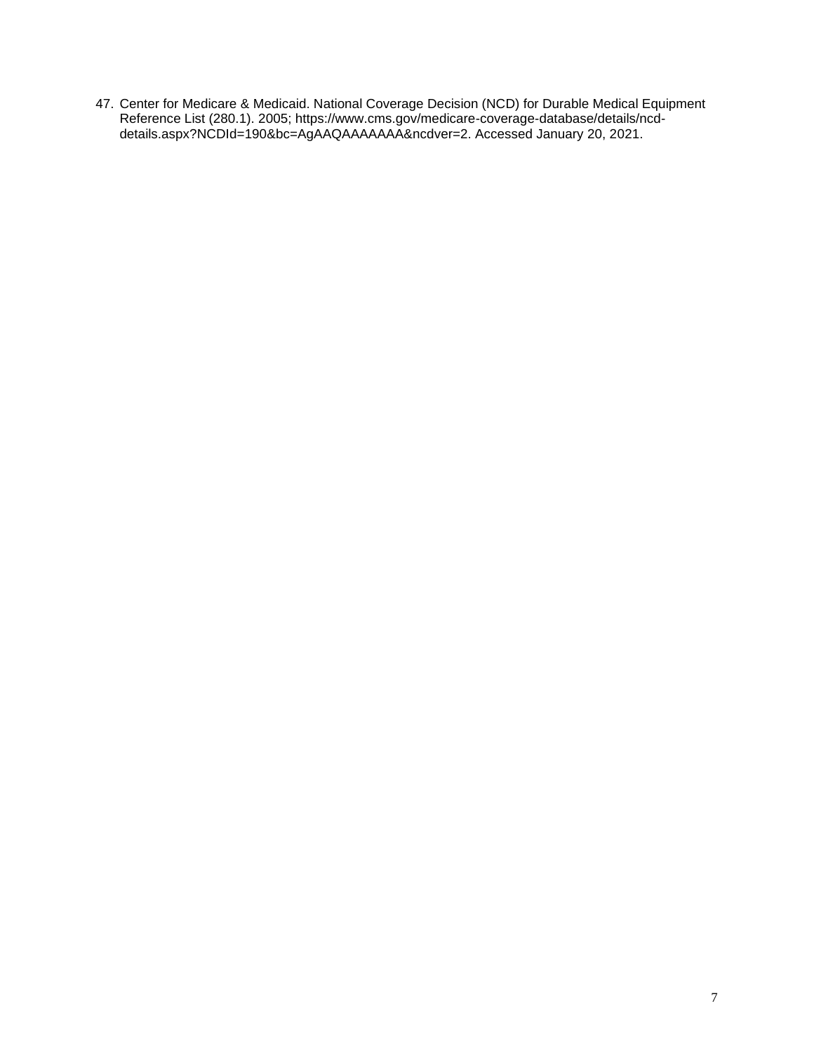47. Center for Medicare & Medicaid. National Coverage Decision (NCD) for Durable Medical Equipment Reference List (280.1). 2005; https://www.cms.gov/medicare-coverage-database/details/ncd-details.aspx?NCDId=190&bc=AgAAQAAAAAAA&ncdver=2. Accessed January 20, 2021.